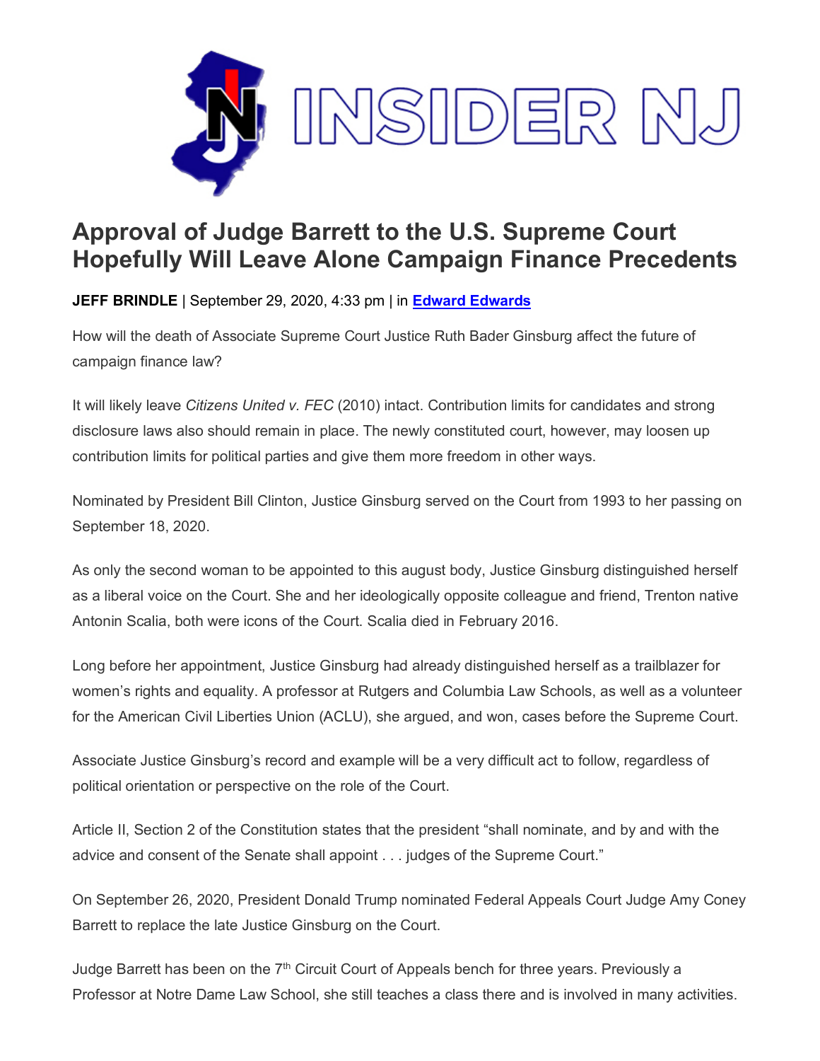INSIDER NJ

# Approval of Judge Barrett to the U.S. Supreme Court Hopefully Will Leave Alone Campaign Finance Precedents

**JEFF BRINDLE** | September 29, 2020, 4:33 pm | in **Edward Edwards**

How will the death of Associate Supreme Court Justice Ruth Bader Ginsburg affect the future of campaign finance law?

It will likely leave *Citizens United v. FEC* (2010) intact. Contribution limits for candidates and strong disclosure laws also should remain in place. The newly constituted court, however, may loosen up contribution limits for political parties and give them more freedom in other ways.

Nominated by President Bill Clinton, Justice Ginsburg served on the Court from 1993 to her passing on September 18, 2020.

As only the second woman to be appointed to this august body, Justice Ginsburg distinguished herself as a liberal voice on the Court. She and her ideologically opposite colleague and friend, Trenton native Antonin Scalia, both were icons of the Court. Scalia died in February 2016.

Long before her appointment, Justice Ginsburg had already distinguished herself as a trailblazer for women's rights and equality. A professor at Rutgers and Columbia Law Schools, as well as a volunteer for the American Civil Liberties Union (ACLU), she argued, and won, cases before the Supreme Court.

Associate Justice Ginsburg's record and example will be a very difficult act to follow, regardless of political orientation or perspective on the role of the Court.

Article II, Section 2 of the Constitution states that the president "shall nominate, and by and with the advice and consent of the Senate shall appoint . . . judges of the Supreme Court."

On September 26, 2020, President Donald Trump nominated Federal Appeals Court Judge Amy Coney Barrett to replace the late Justice Ginsburg on the Court.

Judge Barrett has been on the 7th Circuit Court of Appeals bench for three years. Previously a Professor at Notre Dame Law School, she still teaches a class there and is involved in many activities.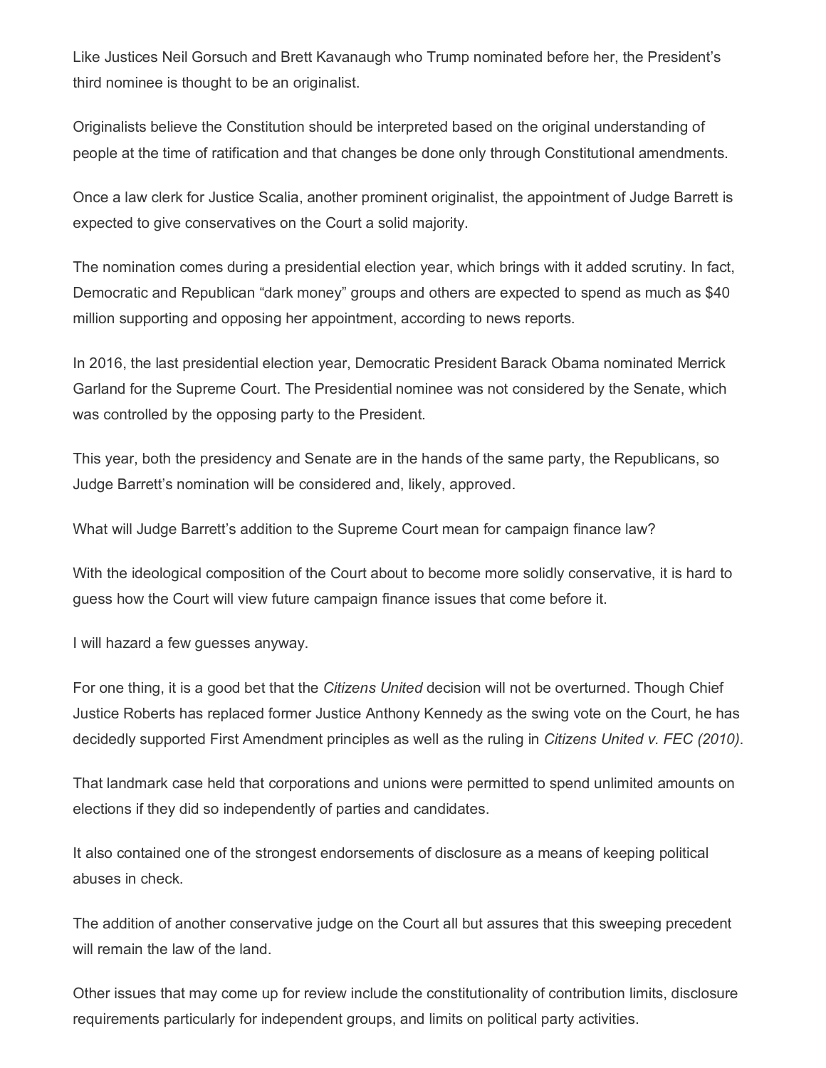Like Justices Neil Gorsuch and Brett Kavanaugh who Trump nominated before her, the President's third nominee is thought to be an originalist.

Originalists believe the Constitution should be interpreted based on the original understanding of people at the time of ratification and that changes be done only through Constitutional amendments.

Once a law clerk for Justice Scalia, another prominent originalist, the appointment of Judge Barrett is expected to give conservatives on the Court a solid majority.

The nomination comes during a presidential election year, which brings with it added scrutiny. In fact, Democratic and Republican "dark money" groups and others are expected to spend as much as $40 million supporting and opposing her appointment, according to news reports.

In 2016, the last presidential election year, Democratic President Barack Obama nominated Merrick Garland for the Supreme Court. The Presidential nominee was not considered by the Senate, which was controlled by the opposing party to the President.

This year, both the presidency and Senate are in the hands of the same party, the Republicans, so Judge Barrett's nomination will be considered and, likely, approved.

What will Judge Barrett's addition to the Supreme Court mean for campaign finance law?

With the ideological composition of the Court about to become more solidly conservative, it is hard to guess how the Court will view future campaign finance issues that come before it.

I will hazard a few guesses anyway.

For one thing, it is a good bet that the *Citizens United* decision will not be overturned. Though Chief Justice Roberts has replaced former Justice Anthony Kennedy as the swing vote on the Court, he has decidedly supported First Amendment principles as well as the ruling in *Citizens United v. FEC (2010)*.

That landmark case held that corporations and unions were permitted to spend unlimited amounts on elections if they did so independently of parties and candidates.

It also contained one of the strongest endorsements of disclosure as a means of keeping political abuses in check.

The addition of another conservative judge on the Court all but assures that this sweeping precedent will remain the law of the land.

Other issues that may come up for review include the constitutionality of contribution limits, disclosure requirements particularly for independent groups, and limits on political party activities.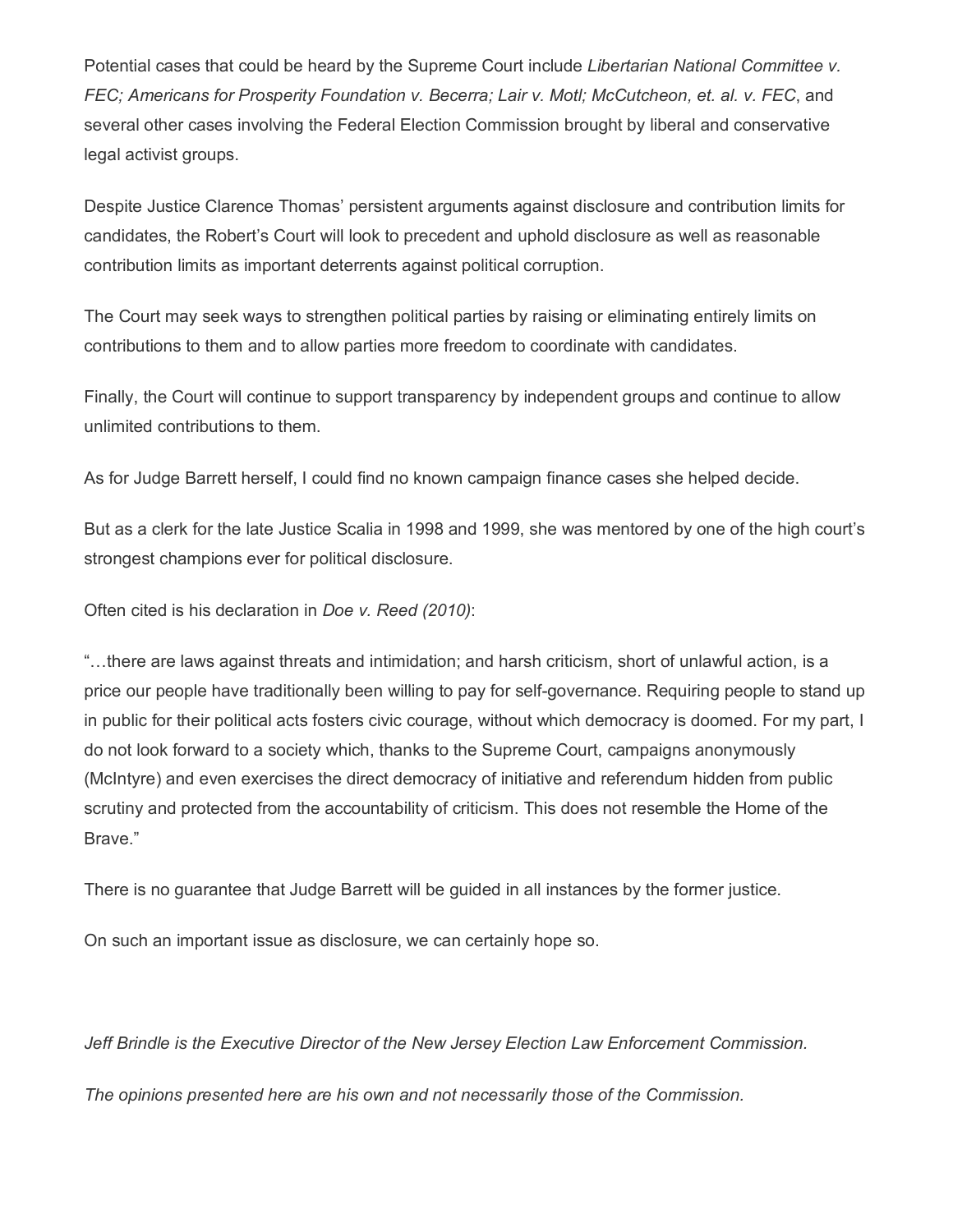Potential cases that could be heard by the Supreme Court include *Libertarian National Committee v. FEC; Americans for Prosperity Foundation v. Becerra; Lair v. Motl; McCutcheon, et. al. v. FEC*, and several other cases involving the Federal Election Commission brought by liberal and conservative legal activist groups.

Despite Justice Clarence Thomas' persistent arguments against disclosure and contribution limits for candidates, the Robert's Court will look to precedent and uphold disclosure as well as reasonable contribution limits as important deterrents against political corruption.

The Court may seek ways to strengthen political parties by raising or eliminating entirely limits on contributions to them and to allow parties more freedom to coordinate with candidates.

Finally, the Court will continue to support transparency by independent groups and continue to allow unlimited contributions to them.

As for Judge Barrett herself, I could find no known campaign finance cases she helped decide.

But as a clerk for the late Justice Scalia in 1998 and 1999, she was mentored by one of the high court's strongest champions ever for political disclosure.

Often cited is his declaration in *Doe v. Reed (2010)*:

"…there are laws against threats and intimidation; and harsh criticism, short of unlawful action, is a price our people have traditionally been willing to pay for self-governance. Requiring people to stand up in public for their political acts fosters civic courage, without which democracy is doomed. For my part, I do not look forward to a society which, thanks to the Supreme Court, campaigns anonymously (McIntyre) and even exercises the direct democracy of initiative and referendum hidden from public scrutiny and protected from the accountability of criticism. This does not resemble the Home of the Brave."

There is no guarantee that Judge Barrett will be guided in all instances by the former justice.

On such an important issue as disclosure, we can certainly hope so.

*Jeff Brindle is the Executive Director of the New Jersey Election Law Enforcement Commission.*

*The opinions presented here are his own and not necessarily those of the Commission.*